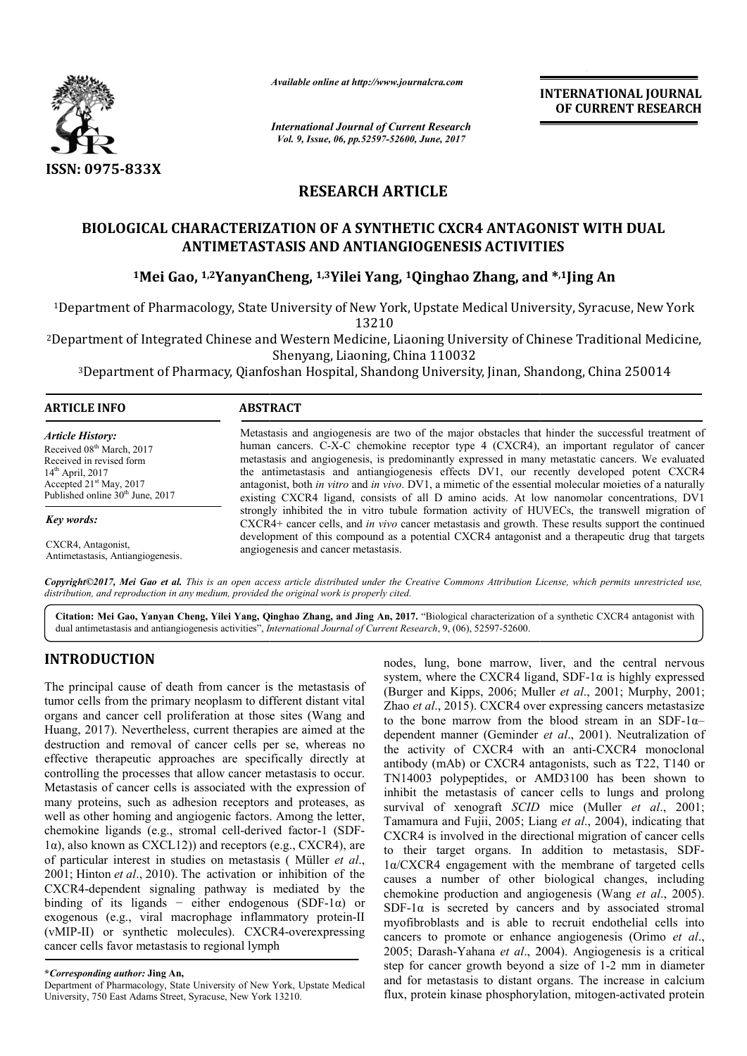# RESEARCH ARTICLE

## BIOLOGICAL CHARACTERIZATION OF A SYNTHETIC CXCR4 ANTAGONIST WITH DUAL ANTIMETASTASIS AND ANTIANGIOGENESIS ACTIVITIES

[1]Mei Gao, [1,2]YanyanCheng, [1,3]Yilei Yang, [1]Qinghao Zhang, and *,[1]Jing An

[1]Department of Pharmacology, State University of New York, Upstate Medical University, Syracuse, New York 13210

[2]Department of Integrated Chinese and Western Medicine, Liaoning University of Chinese Traditional Medicine, Shenyang, Liaoning, China 110032

[3]Department of Pharmacy, Qianfoshan Hospital, Shandong University, Jinan, Shandong, China 250014

### ARTICLE INFO

*Article History:*
Received 08[th] March, 2017
Received in revised form
14[th] April, 2017
Accepted 21[st] May, 2017
Published online 30[th] June, 2017

*Key words:*

CXCR4, Antagonist, Antimetastasis, Antiangiogenesis.

### ABSTRACT

Metastasis and angiogenesis are two of the major obstacles that hinder the successful treatment of human cancers. C-X-C chemokine receptor type 4 (CXCR4), an important regulator of cancer metastasis and angiogenesis, is predominantly expressed in many metastatic cancers. We evaluated the antimetastasis and antiangiogenesis effects DV1, our recently developed potent CXCR4 antagonist, both *in vitro* and *in vivo*. DV1, a mimetic of the essential molecular moieties of a naturally existing CXCR4 ligand, consists of all D amino acids. At low nanomolar concentrations, DV1 strongly inhibited the in vitro tubule formation activity of HUVECs, the transwell migration of CXCR4+ cancer cells, and *in vivo* cancer metastasis and growth. These results support the continued development of this compound as a potential CXCR4 antagonist and a therapeutic drug that targets angiogenesis and cancer metastasis.

*Copyright©2017, Mei Gao et al. This is an open access article distributed under the Creative Commons Attribution License, which permits unrestricted use, distribution, and reproduction in any medium, provided the original work is properly cited.*

**Citation: Mei Gao, Yanyan Cheng, Yilei Yang, Qinghao Zhang, and Jing An, 2017.** "Biological characterization of a synthetic CXCR4 antagonist with dual antimetastasis and antiangiogenesis activities", *International Journal of Current Research*, 9, (06), 52597-52600.

## INTRODUCTION

The principal cause of death from cancer is the metastasis of tumor cells from the primary neoplasm to different distant vital organs and cancer cell proliferation at those sites (Wang and Huang, 2017). Nevertheless, current therapies are aimed at the destruction and removal of cancer cells per se, whereas no effective therapeutic approaches are specifically directly at controlling the processes that allow cancer metastasis to occur. Metastasis of cancer cells is associated with the expression of many proteins, such as adhesion receptors and proteases, as well as other homing and angiogenic factors. Among the letter, chemokine ligands (e.g., stromal cell-derived factor-1 (SDF-1α), also known as CXCL12)) and receptors (e.g., CXCR4), are of particular interest in studies on metastasis ( Müller *et al*., 2001; Hinton *et al*., 2010). The activation or inhibition of the CXCR4-dependent signaling pathway is mediated by the binding of its ligands − either endogenous (SDF-1α) or exogenous (e.g., viral macrophage inflammatory protein-II (vMIP-II) or synthetic molecules). CXCR4-overexpressing cancer cells favor metastasis to regional lymph nodes, lung, bone marrow, liver, and the central nervous system, where the CXCR4 ligand, SDF-1α is highly expressed (Burger and Kipps, 2006; Muller *et al*., 2001; Murphy, 2001; Zhao *et al*., 2015). CXCR4 over expressing cancers metastasize to the bone marrow from the blood stream in an SDF-1α–dependent manner (Geminder *et al*., 2001). Neutralization of the activity of CXCR4 with an anti-CXCR4 monoclonal antibody (mAb) or CXCR4 antagonists, such as T22, T140 or TN14003 polypeptides, or AMD3100 has been shown to inhibit the metastasis of cancer cells to lungs and prolong survival of xenograft *SCID* mice (Muller *et al*., 2001; Tamamura and Fujii, 2005; Liang *et al*., 2004), indicating that CXCR4 is involved in the directional migration of cancer cells to their target organs. In addition to metastasis, SDF-1α/CXCR4 engagement with the membrane of targeted cells causes a number of other biological changes, including chemokine production and angiogenesis (Wang *et al*., 2005). SDF-1α is secreted by cancers and by associated stromal myofibroblasts and is able to recruit endothelial cells into cancers to promote or enhance angiogenesis (Orimo *et al*., 2005; Darash-Yahana *et al*., 2004). Angiogenesis is a critical step for cancer growth beyond a size of 1-2 mm in diameter and for metastasis to distant organs. The increase in calcium flux, protein kinase phosphorylation, mitogen-activated protein

**\*Corresponding author:** Jing An,
Department of Pharmacology, State University of New York, Upstate Medical University, 750 East Adams Street, Syracuse, New York 13210.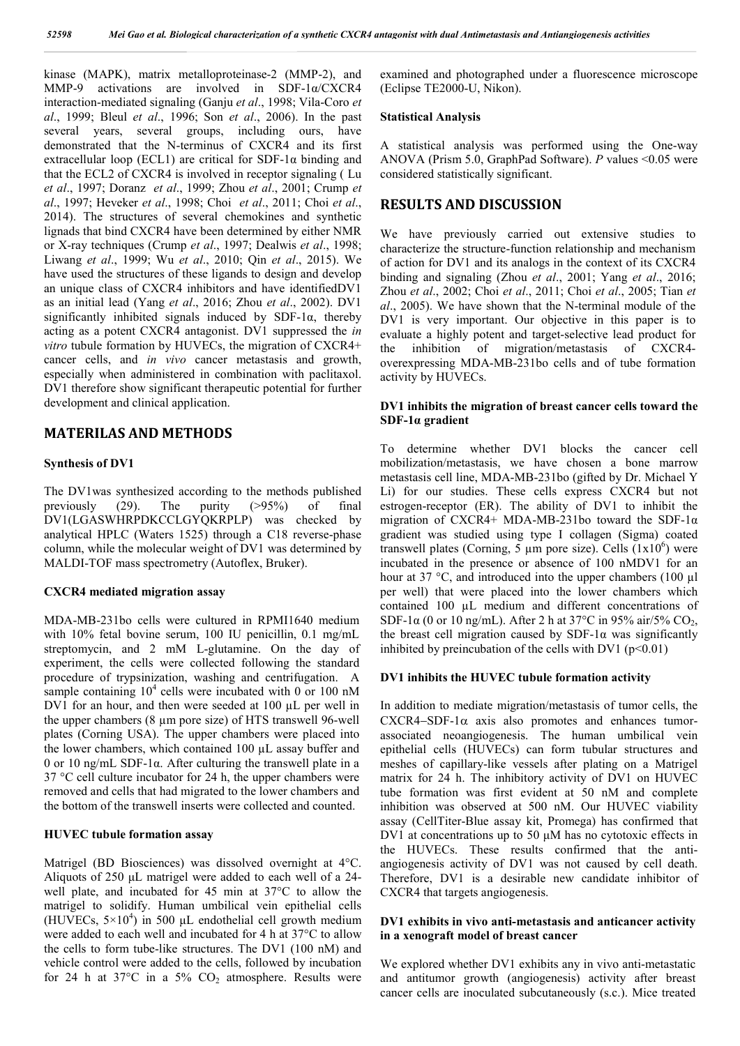kinase (MAPK), matrix metalloproteinase-2 (MMP-2), and MMP-9 activations are involved in SDF-1α/CXCR4 interaction-mediated signaling (Ganju *et al*., 1998; Vila-Coro *et al*., 1999; Bleul *et al*., 1996; Son *et al*., 2006). In the past several years, several groups, including ours, have demonstrated that the N-terminus of CXCR4 and its first extracellular loop (ECL1) are critical for SDF-1α binding and that the ECL2 of CXCR4 is involved in receptor signaling ( Lu *et al*., 1997; Doranz *et al*., 1999; Zhou *et al*., 2001; Crump *et al*., 1997; Heveker *et al*., 1998; Choi *et al*., 2011; Choi *et al*., 2014). The structures of several chemokines and synthetic lignads that bind CXCR4 have been determined by either NMR or X-ray techniques (Crump *et al*., 1997; Dealwis *et al*., 1998; Liwang *et al*., 1999; Wu *et al*., 2010; Qin *et al*., 2015). We have used the structures of these ligands to design and develop an unique class of CXCR4 inhibitors and have identifiedDV1 as an initial lead (Yang *et al*., 2016; Zhou *et al*., 2002). DV1 significantly inhibited signals induced by SDF-1α, thereby acting as a potent CXCR4 antagonist. DV1 suppressed the *in vitro* tubule formation by HUVECs, the migration of CXCR4+ cancer cells, and *in vivo* cancer metastasis and growth, especially when administered in combination with paclitaxol. DV1 therefore show significant therapeutic potential for further development and clinical application.

## MATERILAS AND METHODS

### Synthesis of DV1

The DV1was synthesized according to the methods published previously (29). The purity (>95%) of final DV1(LGASWHRPDKCCLGYQKRPLP) was checked by analytical HPLC (Waters 1525) through a C18 reverse-phase column, while the molecular weight of DV1 was determined by MALDI-TOF mass spectrometry (Autoflex, Bruker).

### CXCR4 mediated migration assay

MDA-MB-231bo cells were cultured in RPMI1640 medium with 10% fetal bovine serum, 100 IU penicillin, 0.1 mg/mL streptomycin, and 2 mM L-glutamine. On the day of experiment, the cells were collected following the standard procedure of trypsinization, washing and centrifugation. A sample containing $10^4$ cells were incubated with 0 or 100 nM DV1 for an hour, and then were seeded at 100 µL per well in the upper chambers (8 µm pore size) of HTS transwell 96-well plates (Corning USA). The upper chambers were placed into the lower chambers, which contained 100 µL assay buffer and 0 or 10 ng/mL SDF-1α. After culturing the transwell plate in a 37 °C cell culture incubator for 24 h, the upper chambers were removed and cells that had migrated to the lower chambers and the bottom of the transwell inserts were collected and counted.

### HUVEC tubule formation assay

Matrigel (BD Biosciences) was dissolved overnight at 4°C. Aliquots of 250 µL matrigel were added to each well of a 24-well plate, and incubated for 45 min at 37°C to allow the matrigel to solidify. Human umbilical vein epithelial cells (HUVECs, $5\times10^4$) in 500 µL endothelial cell growth medium were added to each well and incubated for 4 h at 37°C to allow the cells to form tube-like structures. The DV1 (100 nM) and vehicle control were added to the cells, followed by incubation for 24 h at 37°C in a 5% $CO_2$ atmosphere. Results were examined and photographed under a fluorescence microscope (Eclipse TE2000-U, Nikon).

### Statistical Analysis

A statistical analysis was performed using the One-way ANOVA (Prism 5.0, GraphPad Software). *P* values <0.05 were considered statistically significant.

## RESULTS AND DISCUSSION

We have previously carried out extensive studies to characterize the structure-function relationship and mechanism of action for DV1 and its analogs in the context of its CXCR4 binding and signaling (Zhou *et al*., 2001; Yang *et al*., 2016; Zhou *et al*., 2002; Choi *et al*., 2011; Choi *et al*., 2005; Tian *et al*., 2005). We have shown that the N-terminal module of the DV1 is very important. Our objective in this paper is to evaluate a highly potent and target-selective lead product for the inhibition of migration/metastasis of CXCR4-overexpressing MDA-MB-231bo cells and of tube formation activity by HUVECs.

### DV1 inhibits the migration of breast cancer cells toward the SDF-1α gradient

To determine whether DV1 blocks the cancer cell mobilization/metastasis, we have chosen a bone marrow metastasis cell line, MDA-MB-231bo (gifted by Dr. Michael Y Li) for our studies. These cells express CXCR4 but not estrogen-receptor (ER). The ability of DV1 to inhibit the migration of CXCR4+ MDA-MB-231bo toward the SDF-1α gradient was studied using type I collagen (Sigma) coated transwell plates (Corning, 5 µm pore size). Cells ($1\times10^6$) were incubated in the presence or absence of 100 nMDV1 for an hour at 37 °C, and introduced into the upper chambers (100 µl per well) that were placed into the lower chambers which contained 100 µL medium and different concentrations of SDF-1α (0 or 10 ng/mL). After 2 h at 37°C in 95% air/5% $CO_2$, the breast cell migration caused by SDF-1α was significantly inhibited by preincubation of the cells with DV1 ($p<0.01$)

### DV1 inhibits the HUVEC tubule formation activity

In addition to mediate migration/metastasis of tumor cells, the CXCR4−SDF-1α axis also promotes and enhances tumor-associated neoangiogenesis. The human umbilical vein epithelial cells (HUVECs) can form tubular structures and meshes of capillary-like vessels after plating on a Matrigel matrix for 24 h. The inhibitory activity of DV1 on HUVEC tube formation was first evident at 50 nM and complete inhibition was observed at 500 nM. Our HUVEC viability assay (CellTiter-Blue assay kit, Promega) has confirmed that DV1 at concentrations up to 50 µM has no cytotoxic effects in the HUVECs. These results confirmed that the anti-angiogenesis activity of DV1 was not caused by cell death. Therefore, DV1 is a desirable new candidate inhibitor of CXCR4 that targets angiogenesis.

### DV1 exhibits in vivo anti-metastasis and anticancer activity in a xenograft model of breast cancer

We explored whether DV1 exhibits any in vivo anti-metastatic and antitumor growth (angiogenesis) activity after breast cancer cells are inoculated subcutaneously (s.c.). Mice treated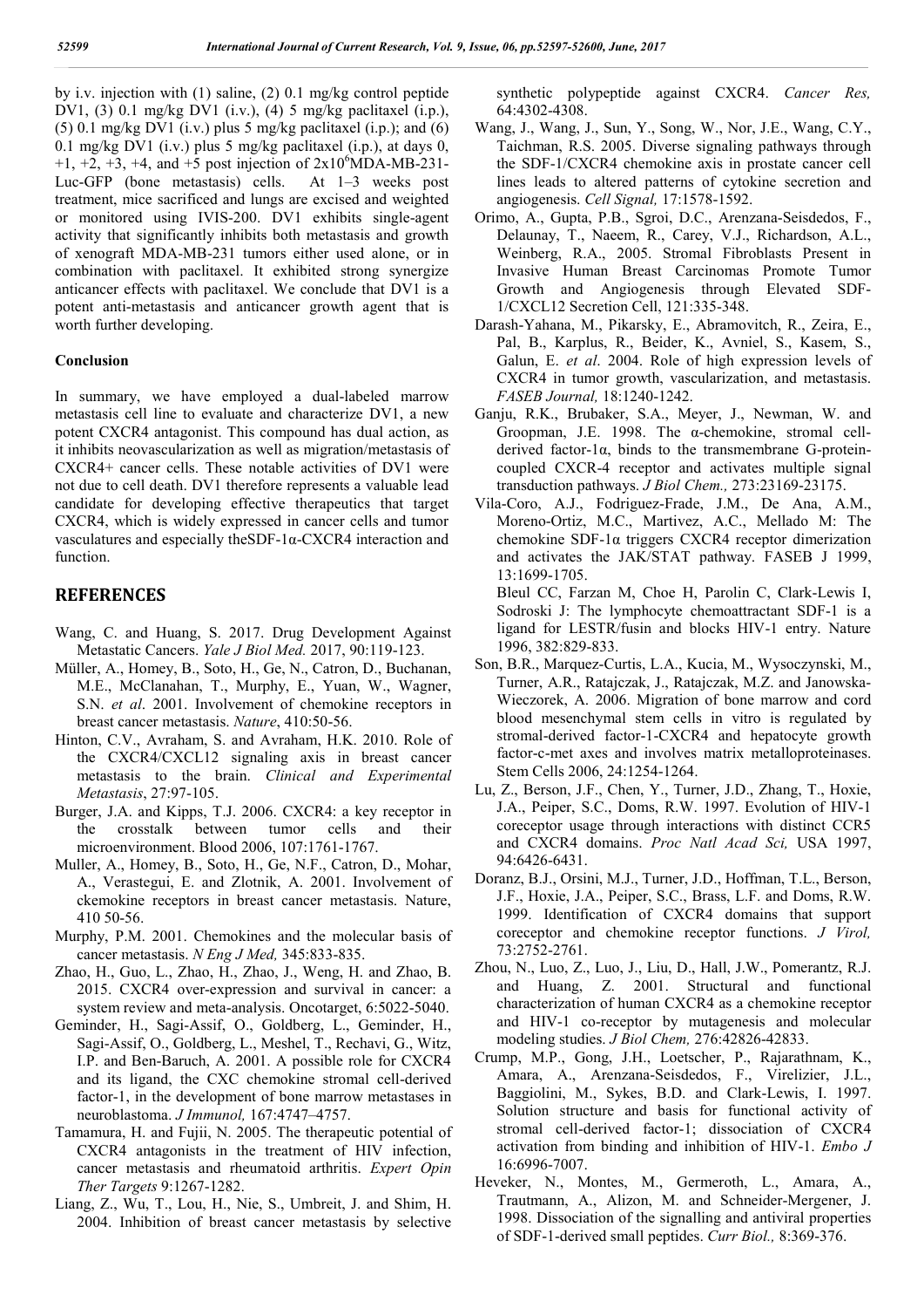by i.v. injection with (1) saline, (2) 0.1 mg/kg control peptide DV1, (3) 0.1 mg/kg DV1 (i.v.), (4) 5 mg/kg paclitaxel (i.p.), (5) 0.1 mg/kg DV1 (i.v.) plus 5 mg/kg paclitaxel (i.p.); and (6) 0.1 mg/kg DV1 (i.v.) plus 5 mg/kg paclitaxel (i.p.), at days 0, +1, +2, +3, +4, and +5 post injection of $2x10^6$MDA-MB-231-Luc-GFP (bone metastasis) cells. At 1–3 weeks post treatment, mice sacrificed and lungs are excised and weighted or monitored using IVIS-200. DV1 exhibits single-agent activity that significantly inhibits both metastasis and growth of xenograft MDA-MB-231 tumors either used alone, or in combination with paclitaxel. It exhibited strong synergize anticancer effects with paclitaxel. We conclude that DV1 is a potent anti-metastasis and anticancer growth agent that is worth further developing.

### Conclusion

In summary, we have employed a dual-labeled marrow metastasis cell line to evaluate and characterize DV1, a new potent CXCR4 antagonist. This compound has dual action, as it inhibits neovascularization as well as migration/metastasis of CXCR4+ cancer cells. These notable activities of DV1 were not due to cell death. DV1 therefore represents a valuable lead candidate for developing effective therapeutics that target CXCR4, which is widely expressed in cancer cells and tumor vasculatures and especially theSDF-1α-CXCR4 interaction and function.

## REFERENCES

Wang, C. and Huang, S. 2017. Drug Development Against Metastatic Cancers. *Yale J Biol Med.* 2017, 90:119-123.

Müller, A., Homey, B., Soto, H., Ge, N., Catron, D., Buchanan, M.E., McClanahan, T., Murphy, E., Yuan, W., Wagner, S.N. *et al*. 2001. Involvement of chemokine receptors in breast cancer metastasis. *Nature*, 410:50-56.

Hinton, C.V., Avraham, S. and Avraham, H.K. 2010. Role of the CXCR4/CXCL12 signaling axis in breast cancer metastasis to the brain. *Clinical and Experimental Metastasis*, 27:97-105.

Burger, J.A. and Kipps, T.J. 2006. CXCR4: a key receptor in the crosstalk between tumor cells and their microenvironment. Blood 2006, 107:1761-1767.

Muller, A., Homey, B., Soto, H., Ge, N.F., Catron, D., Mohar, A., Verastegui, E. and Zlotnik, A. 2001. Involvement of ckemokine receptors in breast cancer metastasis. Nature, 410 50-56.

Murphy, P.M. 2001. Chemokines and the molecular basis of cancer metastasis. *N Eng J Med,* 345:833-835.

Zhao, H., Guo, L., Zhao, H., Zhao, J., Weng, H. and Zhao, B. 2015. CXCR4 over-expression and survival in cancer: a system review and meta-analysis. Oncotarget, 6:5022-5040.

Geminder, H., Sagi-Assif, O., Goldberg, L., Geminder, H., Sagi-Assif, O., Goldberg, L., Meshel, T., Rechavi, G., Witz, I.P. and Ben-Baruch, A. 2001. A possible role for CXCR4 and its ligand, the CXC chemokine stromal cell-derived factor-1, in the development of bone marrow metastases in neuroblastoma. *J Immunol,* 167:4747–4757.

Tamamura, H. and Fujii, N. 2005. The therapeutic potential of CXCR4 antagonists in the treatment of HIV infection, cancer metastasis and rheumatoid arthritis. *Expert Opin Ther Targets* 9:1267-1282.

Liang, Z., Wu, T., Lou, H., Nie, S., Umbreit, J. and Shim, H. 2004. Inhibition of breast cancer metastasis by selective synthetic polypeptide against CXCR4. *Cancer Res,* 64:4302-4308.

Wang, J., Wang, J., Sun, Y., Song, W., Nor, J.E., Wang, C.Y., Taichman, R.S. 2005. Diverse signaling pathways through the SDF-1/CXCR4 chemokine axis in prostate cancer cell lines leads to altered patterns of cytokine secretion and angiogenesis. *Cell Signal,* 17:1578-1592.

Orimo, A., Gupta, P.B., Sgroi, D.C., Arenzana-Seisdedos, F., Delaunay, T., Naeem, R., Carey, V.J., Richardson, A.L., Weinberg, R.A., 2005. Stromal Fibroblasts Present in Invasive Human Breast Carcinomas Promote Tumor Growth and Angiogenesis through Elevated SDF-1/CXCL12 Secretion Cell, 121:335-348.

Darash-Yahana, M., Pikarsky, E., Abramovitch, R., Zeira, E., Pal, B., Karplus, R., Beider, K., Avniel, S., Kasem, S., Galun, E. *et al*. 2004. Role of high expression levels of CXCR4 in tumor growth, vascularization, and metastasis. *FASEB Journal,* 18:1240-1242.

Ganju, R.K., Brubaker, S.A., Meyer, J., Newman, W. and Groopman, J.E. 1998. The α-chemokine, stromal cell-derived factor-1α, binds to the transmembrane G-protein-coupled CXCR-4 receptor and activates multiple signal transduction pathways. *J Biol Chem.,* 273:23169-23175.

Vila-Coro, A.J., Fodriguez-Frade, J.M., De Ana, A.M., Moreno-Ortiz, M.C., Martivez, A.C., Mellado M: The chemokine SDF-1α triggers CXCR4 receptor dimerization and activates the JAK/STAT pathway. FASEB J 1999, 13:1699-1705.

Bleul CC, Farzan M, Choe H, Parolin C, Clark-Lewis I, Sodroski J: The lymphocyte chemoattractant SDF-1 is a ligand for LESTR/fusin and blocks HIV-1 entry. Nature 1996, 382:829-833.

Son, B.R., Marquez-Curtis, L.A., Kucia, M., Wysoczynski, M., Turner, A.R., Ratajczak, J., Ratajczak, M.Z. and Janowska-Wieczorek, A. 2006. Migration of bone marrow and cord blood mesenchymal stem cells in vitro is regulated by stromal-derived factor-1-CXCR4 and hepatocyte growth factor-c-met axes and involves matrix metalloproteinases. Stem Cells 2006, 24:1254-1264.

Lu, Z., Berson, J.F., Chen, Y., Turner, J.D., Zhang, T., Hoxie, J.A., Peiper, S.C., Doms, R.W. 1997. Evolution of HIV-1 coreceptor usage through interactions with distinct CCR5 and CXCR4 domains. *Proc Natl Acad Sci,* USA 1997, 94:6426-6431.

Doranz, B.J., Orsini, M.J., Turner, J.D., Hoffman, T.L., Berson, J.F., Hoxie, J.A., Peiper, S.C., Brass, L.F. and Doms, R.W. 1999. Identification of CXCR4 domains that support coreceptor and chemokine receptor functions. *J Virol,* 73:2752-2761.

Zhou, N., Luo, Z., Luo, J., Liu, D., Hall, J.W., Pomerantz, R.J. and Huang, Z. 2001. Structural and functional characterization of human CXCR4 as a chemokine receptor and HIV-1 co-receptor by mutagenesis and molecular modeling studies. *J Biol Chem,* 276:42826-42833.

Crump, M.P., Gong, J.H., Loetscher, P., Rajarathnam, K., Amara, A., Arenzana-Seisdedos, F., Virelizier, J.L., Baggiolini, M., Sykes, B.D. and Clark-Lewis, I. 1997. Solution structure and basis for functional activity of stromal cell-derived factor-1; dissociation of CXCR4 activation from binding and inhibition of HIV-1. *Embo J* 16:6996-7007.

Heveker, N., Montes, M., Germeroth, L., Amara, A., Trautmann, A., Alizon, M. and Schneider-Mergener, J. 1998. Dissociation of the signalling and antiviral properties of SDF-1-derived small peptides. *Curr Biol.,* 8:369-376.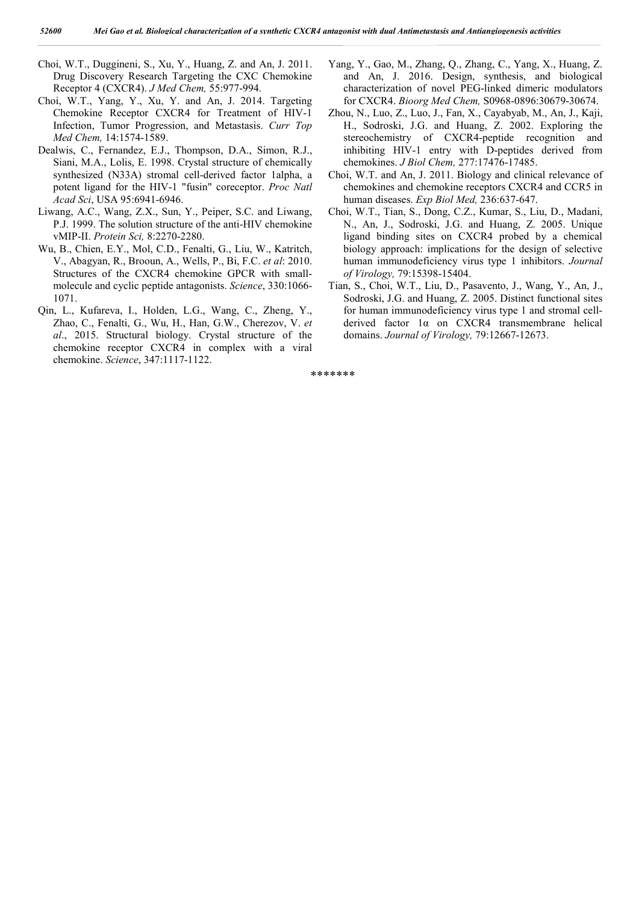Choi, W.T., Duggineni, S., Xu, Y., Huang, Z. and An, J. 2011. Drug Discovery Research Targeting the CXC Chemokine Receptor 4 (CXCR4). *J Med Chem,* 55:977-994.

Choi, W.T., Yang, Y., Xu, Y. and An, J. 2014. Targeting Chemokine Receptor CXCR4 for Treatment of HIV-1 Infection, Tumor Progression, and Metastasis. *Curr Top Med Chem,* 14:1574-1589.

Dealwis, C., Fernandez, E.J., Thompson, D.A., Simon, R.J., Siani, M.A., Lolis, E. 1998. Crystal structure of chemically synthesized (N33A) stromal cell-derived factor 1alpha, a potent ligand for the HIV-1 "fusin" coreceptor. *Proc Natl Acad Sci*, USA 95:6941-6946.

Liwang, A.C., Wang, Z.X., Sun, Y., Peiper, S.C. and Liwang, P.J. 1999. The solution structure of the anti-HIV chemokine vMIP-II. *Protein Sci,* 8:2270-2280.

Wu, B., Chien, E.Y., Mol, C.D., Fenalti, G., Liu, W., Katritch, V., Abagyan, R., Brooun, A., Wells, P., Bi, F.C. *et al*: 2010. Structures of the CXCR4 chemokine GPCR with small-molecule and cyclic peptide antagonists. *Science*, 330:1066-1071.

Qin, L., Kufareva, I., Holden, L.G., Wang, C., Zheng, Y., Zhao, C., Fenalti, G., Wu, H., Han, G.W., Cherezov, V. *et al*., 2015. Structural biology. Crystal structure of the chemokine receptor CXCR4 in complex with a viral chemokine. *Science*, 347:1117-1122.

Yang, Y., Gao, M., Zhang, Q., Zhang, C., Yang, X., Huang, Z. and An, J. 2016. Design, synthesis, and biological characterization of novel PEG-linked dimeric modulators for CXCR4. *Bioorg Med Chem,* S0968-0896:30679-30674.

Zhou, N., Luo, Z., Luo, J., Fan, X., Cayabyab, M., An, J., Kaji, H., Sodroski, J.G. and Huang, Z. 2002. Exploring the stereochemistry of CXCR4-peptide recognition and inhibiting HIV-1 entry with D-peptides derived from chemokines. *J Biol Chem,* 277:17476-17485.

Choi, W.T. and An, J. 2011. Biology and clinical relevance of chemokines and chemokine receptors CXCR4 and CCR5 in human diseases. *Exp Biol Med,* 236:637-647.

Choi, W.T., Tian, S., Dong, C.Z., Kumar, S., Liu, D., Madani, N., An, J., Sodroski, J.G. and Huang, Z. 2005. Unique ligand binding sites on CXCR4 probed by a chemical biology approach: implications for the design of selective human immunodeficiency virus type 1 inhibitors. *Journal of Virology,* 79:15398-15404.

Tian, S., Choi, W.T., Liu, D., Pasavento, J., Wang, Y., An, J., Sodroski, J.G. and Huang, Z. 2005. Distinct functional sites for human immunodeficiency virus type 1 and stromal cell-derived factor 1α on CXCR4 transmembrane helical domains. *Journal of Virology,* 79:12667-12673.

\*\*\*\*\*\*\*